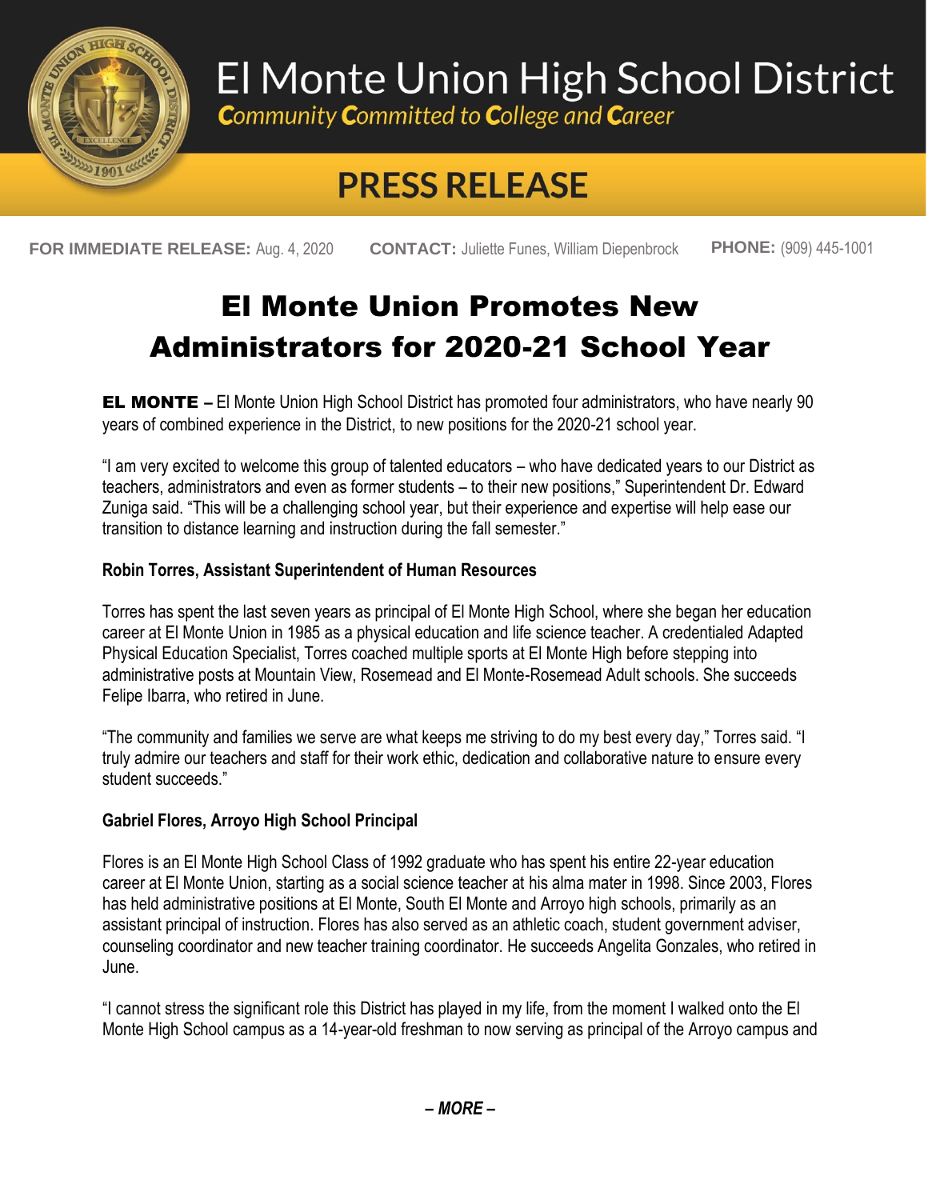# El Monte Union High School District

*Community Committed to College and Career*

## PRESS RELEASE

**FOR IMMEDIATE RELEASE:** Aug. 4, 2020 **CONTACT:** Juliette Funes, William Diepenbrock **PHONE:** (909) 445-1001

# El Monte Union Promotes New Administrators for 2020-21 School Year

**EL MONTE –** El Monte Union High School District has promoted four administrators, who have nearly 90 years of combined experience in the District, to new positions for the 2020-21 school year.

"I am very excited to welcome this group of talented educators – who have dedicated years to our District as teachers, administrators and even as former students – to their new positions," Superintendent Dr. Edward Zuniga said. "This will be a challenging school year, but their experience and expertise will help ease our transition to distance learning and instruction during the fall semester."

**Robin Torres, Assistant Superintendent of Human Resources**

Torres has spent the last seven years as principal of El Monte High School, where she began her education career at El Monte Union in 1985 as a physical education and life science teacher. A credentialed Adapted Physical Education Specialist, Torres coached multiple sports at El Monte High before stepping into administrative posts at Mountain View, Rosemead and El Monte-Rosemead Adult schools. She succeeds Felipe Ibarra, who retired in June.

"The community and families we serve are what keeps me striving to do my best every day," Torres said. "I truly admire our teachers and staff for their work ethic, dedication and collaborative nature to ensure every student succeeds."

**Gabriel Flores, Arroyo High School Principal**

Flores is an El Monte High School Class of 1992 graduate who has spent his entire 22-year education career at El Monte Union, starting as a social science teacher at his alma mater in 1998. Since 2003, Flores has held administrative positions at El Monte, South El Monte and Arroyo high schools, primarily as an assistant principal of instruction. Flores has also served as an athletic coach, student government adviser, counseling coordinator and new teacher training coordinator. He succeeds Angelita Gonzales, who retired in June.

"I cannot stress the significant role this District has played in my life, from the moment I walked onto the El Monte High School campus as a 14-year-old freshman to now serving as principal of the Arroyo campus and

*– MORE –*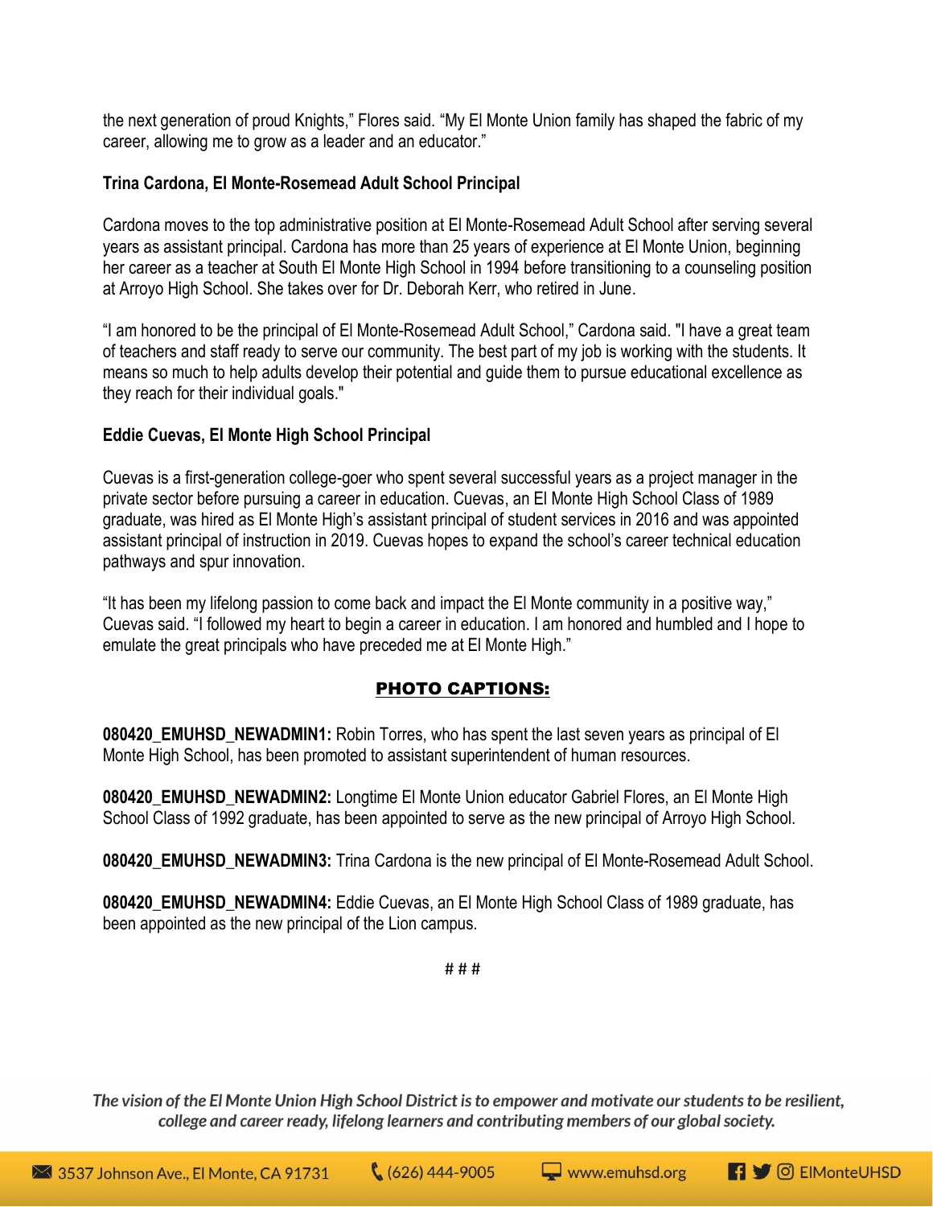the next generation of proud Knights," Flores said. "My El Monte Union family has shaped the fabric of my career, allowing me to grow as a leader and an educator."

**Trina Cardona, El Monte-Rosemead Adult School Principal**

Cardona moves to the top administrative position at El Monte-Rosemead Adult School after serving several years as assistant principal. Cardona has more than 25 years of experience at El Monte Union, beginning her career as a teacher at South El Monte High School in 1994 before transitioning to a counseling position at Arroyo High School. She takes over for Dr. Deborah Kerr, who retired in June.

"I am honored to be the principal of El Monte-Rosemead Adult School," Cardona said. "I have a great team of teachers and staff ready to serve our community. The best part of my job is working with the students. It means so much to help adults develop their potential and guide them to pursue educational excellence as they reach for their individual goals."

**Eddie Cuevas, El Monte High School Principal**

Cuevas is a first-generation college-goer who spent several successful years as a project manager in the private sector before pursuing a career in education. Cuevas, an El Monte High School Class of 1989 graduate, was hired as El Monte High's assistant principal of student services in 2016 and was appointed assistant principal of instruction in 2019. Cuevas hopes to expand the school's career technical education pathways and spur innovation.

"It has been my lifelong passion to come back and impact the El Monte community in a positive way," Cuevas said. "I followed my heart to begin a career in education. I am honored and humbled and I hope to emulate the great principals who have preceded me at El Monte High."

## PHOTO CAPTIONS:

**080420_EMUHSD_NEWADMIN1:** Robin Torres, who has spent the last seven years as principal of El Monte High School, has been promoted to assistant superintendent of human resources.

**080420_EMUHSD_NEWADMIN2:** Longtime El Monte Union educator Gabriel Flores, an El Monte High School Class of 1992 graduate, has been appointed to serve as the new principal of Arroyo High School.

**080420_EMUHSD_NEWADMIN3:** Trina Cardona is the new principal of El Monte-Rosemead Adult School.

**080420_EMUHSD_NEWADMIN4:** Eddie Cuevas, an El Monte High School Class of 1989 graduate, has been appointed as the new principal of the Lion campus.

# # #

*The vision of the El Monte Union High School District is to empower and motivate our students to be resilient, college and career ready, lifelong learners and contributing members of our global society.*

3537 Johnson Ave., El Monte, CA 91731 | (626) 444-9005 | www.emuhsd.org | ElMonteUHSD